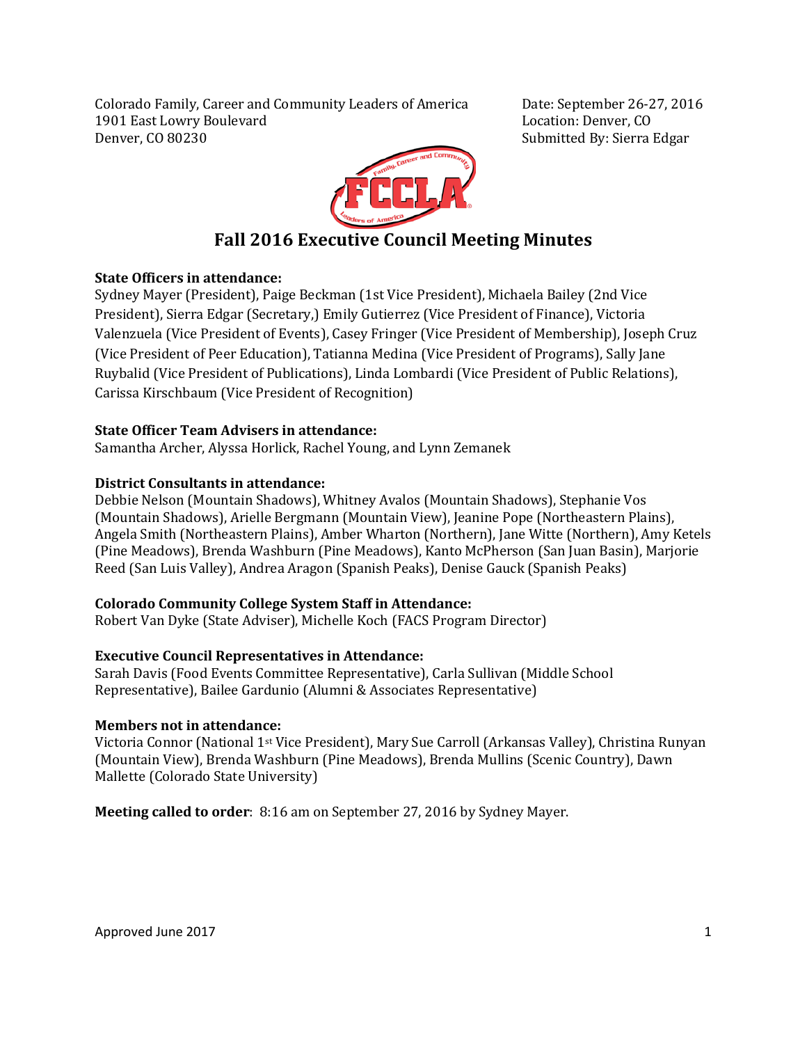Colorado Family, Career and Community Leaders of America
1901 East Lowry Boulevard
Denver, CO 80230

Date: September 26-27, 2016
Location: Denver, CO
Submitted By: Sierra Edgar

# Fall 2016 Executive Council Meeting Minutes

**State Officers in attendance:**
Sydney Mayer (President), Paige Beckman (1st Vice President), Michaela Bailey (2nd Vice President), Sierra Edgar (Secretary,) Emily Gutierrez (Vice President of Finance), Victoria Valenzuela (Vice President of Events), Casey Fringer (Vice President of Membership), Joseph Cruz (Vice President of Peer Education), Tatianna Medina (Vice President of Programs), Sally Jane Ruybalid (Vice President of Publications), Linda Lombardi (Vice President of Public Relations), Carissa Kirschbaum (Vice President of Recognition)

**State Officer Team Advisers in attendance:**
Samantha Archer, Alyssa Horlick, Rachel Young, and Lynn Zemanek

**District Consultants in attendance:**
Debbie Nelson (Mountain Shadows), Whitney Avalos (Mountain Shadows), Stephanie Vos (Mountain Shadows), Arielle Bergmann (Mountain View), Jeanine Pope (Northeastern Plains), Angela Smith (Northeastern Plains), Amber Wharton (Northern), Jane Witte (Northern), Amy Ketels (Pine Meadows), Brenda Washburn (Pine Meadows), Kanto McPherson (San Juan Basin), Marjorie Reed (San Luis Valley), Andrea Aragon (Spanish Peaks), Denise Gauck (Spanish Peaks)

**Colorado Community College System Staff in Attendance:**
Robert Van Dyke (State Adviser), Michelle Koch (FACS Program Director)

**Executive Council Representatives in Attendance:**
Sarah Davis (Food Events Committee Representative), Carla Sullivan (Middle School Representative), Bailee Gardunio (Alumni & Associates Representative)

**Members not in attendance:**
Victoria Connor (National 1st Vice President), Mary Sue Carroll (Arkansas Valley), Christina Runyan (Mountain View), Brenda Washburn (Pine Meadows), Brenda Mullins (Scenic Country), Dawn Mallette (Colorado State University)

**Meeting called to order**: 8:16 am on September 27, 2016 by Sydney Mayer.

Approved June 2017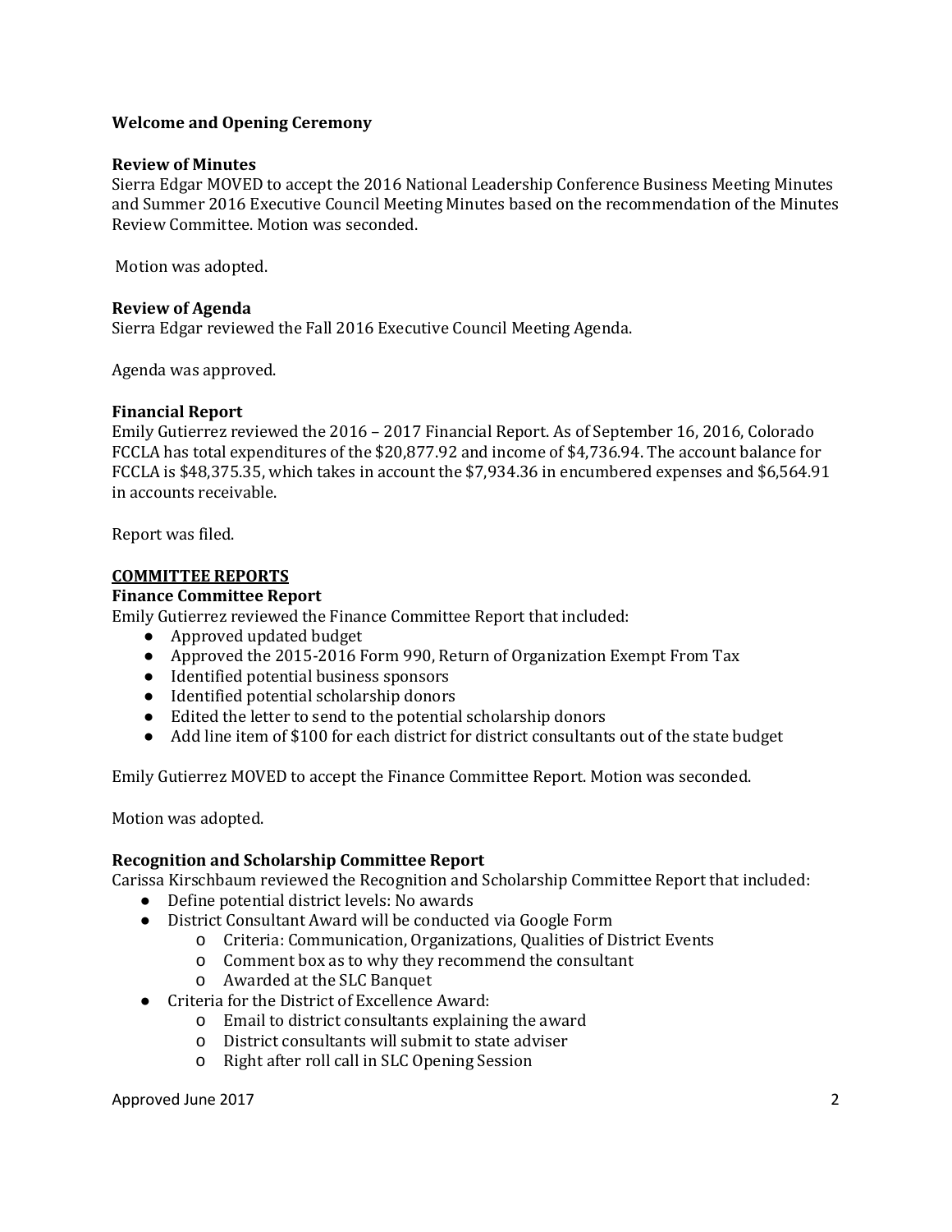**Welcome and Opening Ceremony**

**Review of Minutes**
Sierra Edgar MOVED to accept the 2016 National Leadership Conference Business Meeting Minutes and Summer 2016 Executive Council Meeting Minutes based on the recommendation of the Minutes Review Committee. Motion was seconded.

Motion was adopted.

**Review of Agenda**
Sierra Edgar reviewed the Fall 2016 Executive Council Meeting Agenda.

Agenda was approved.

**Financial Report**
Emily Gutierrez reviewed the 2016 – 2017 Financial Report. As of September 16, 2016, Colorado FCCLA has total expenditures of the $20,877.92 and income of $4,736.94. The account balance for FCCLA is $48,375.35, which takes in account the $7,934.36 in encumbered expenses and $6,564.91 in accounts receivable.

Report was filed.

**<u>COMMITTEE REPORTS</u>**

**Finance Committee Report**
Emily Gutierrez reviewed the Finance Committee Report that included:

- Approved updated budget
- Approved the 2015-2016 Form 990, Return of Organization Exempt From Tax
- Identified potential business sponsors
- Identified potential scholarship donors
- Edited the letter to send to the potential scholarship donors
- Add line item of $100 for each district for district consultants out of the state budget

Emily Gutierrez MOVED to accept the Finance Committee Report. Motion was seconded.

Motion was adopted.

**Recognition and Scholarship Committee Report**
Carissa Kirschbaum reviewed the Recognition and Scholarship Committee Report that included:

- Define potential district levels: No awards
- District Consultant Award will be conducted via Google Form
  - Criteria: Communication, Organizations, Qualities of District Events
  - Comment box as to why they recommend the consultant
  - Awarded at the SLC Banquet
- Criteria for the District of Excellence Award:
  - Email to district consultants explaining the award
  - District consultants will submit to state adviser
  - Right after roll call in SLC Opening Session

Approved June 2017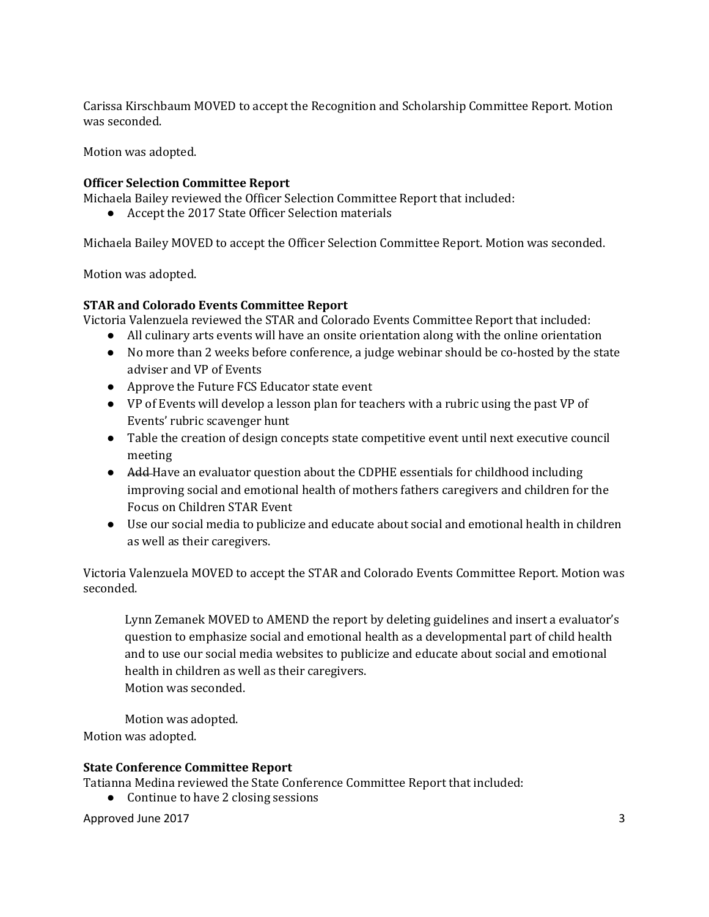Carissa Kirschbaum MOVED to accept the Recognition and Scholarship Committee Report. Motion was seconded.

Motion was adopted.

**Officer Selection Committee Report**
Michaela Bailey reviewed the Officer Selection Committee Report that included:

- Accept the 2017 State Officer Selection materials

Michaela Bailey MOVED to accept the Officer Selection Committee Report. Motion was seconded.

Motion was adopted.

**STAR and Colorado Events Committee Report**
Victoria Valenzuela reviewed the STAR and Colorado Events Committee Report that included:

- All culinary arts events will have an onsite orientation along with the online orientation
- No more than 2 weeks before conference, a judge webinar should be co-hosted by the state adviser and VP of Events
- Approve the Future FCS Educator state event
- VP of Events will develop a lesson plan for teachers with a rubric using the past VP of Events' rubric scavenger hunt
- Table the creation of design concepts state competitive event until next executive council meeting
- ~~Add~~ Have an evaluator question about the CDPHE essentials for childhood including improving social and emotional health of mothers fathers caregivers and children for the Focus on Children STAR Event
- Use our social media to publicize and educate about social and emotional health in children as well as their caregivers.

Victoria Valenzuela MOVED to accept the STAR and Colorado Events Committee Report. Motion was seconded.

> Lynn Zemanek MOVED to AMEND the report by deleting guidelines and insert a evaluator's question to emphasize social and emotional health as a developmental part of child health and to use our social media websites to publicize and educate about social and emotional health in children as well as their caregivers.
> Motion was seconded.
>
> Motion was adopted.

Motion was adopted.

**State Conference Committee Report**
Tatianna Medina reviewed the State Conference Committee Report that included:

- Continue to have 2 closing sessions

Approved June 2017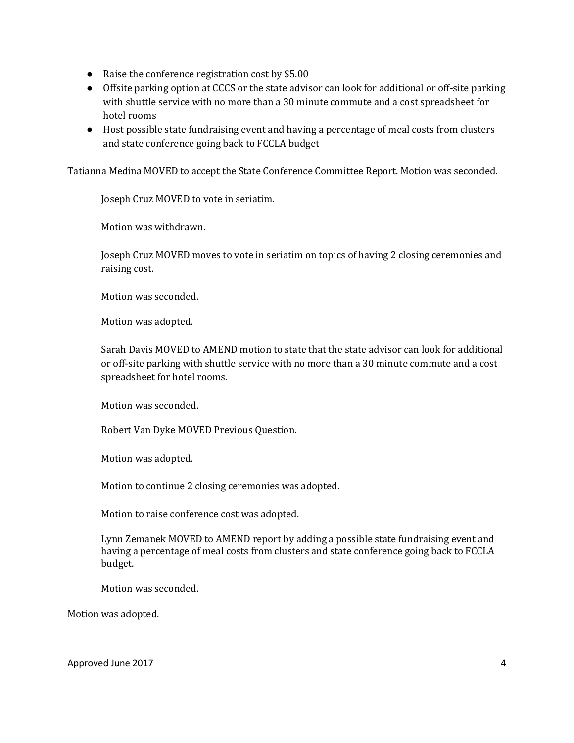- Raise the conference registration cost by $5.00
- Offsite parking option at CCCS or the state advisor can look for additional or off-site parking with shuttle service with no more than a 30 minute commute and a cost spreadsheet for hotel rooms
- Host possible state fundraising event and having a percentage of meal costs from clusters and state conference going back to FCCLA budget

Tatianna Medina MOVED to accept the State Conference Committee Report. Motion was seconded.

> Joseph Cruz MOVED to vote in seriatim.
>
> Motion was withdrawn.
>
> Joseph Cruz MOVED moves to vote in seriatim on topics of having 2 closing ceremonies and raising cost.
>
> Motion was seconded.
>
> Motion was adopted.
>
> Sarah Davis MOVED to AMEND motion to state that the state advisor can look for additional or off-site parking with shuttle service with no more than a 30 minute commute and a cost spreadsheet for hotel rooms.
>
> Motion was seconded.
>
> Robert Van Dyke MOVED Previous Question.
>
> Motion was adopted.
>
> Motion to continue 2 closing ceremonies was adopted.
>
> Motion to raise conference cost was adopted.
>
> Lynn Zemanek MOVED to AMEND report by adding a possible state fundraising event and having a percentage of meal costs from clusters and state conference going back to FCCLA budget.
>
> Motion was seconded.

Motion was adopted.

Approved June 2017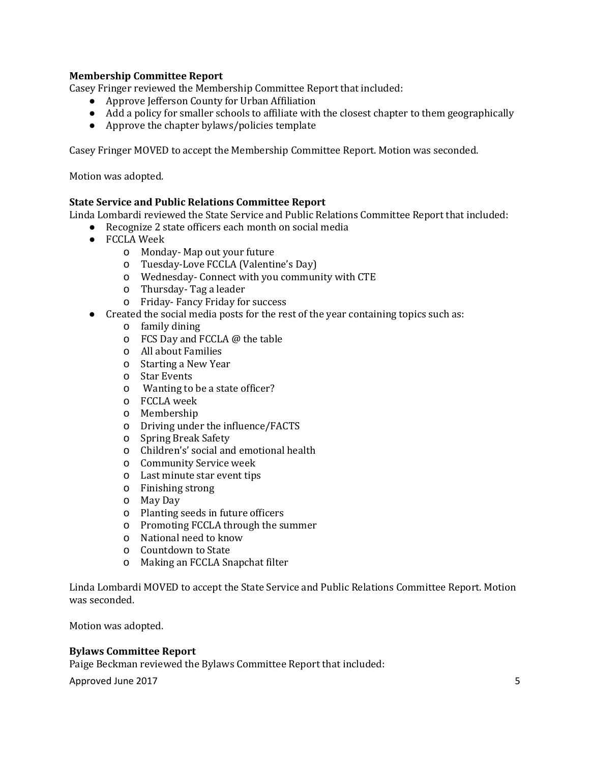**Membership Committee Report**

Casey Fringer reviewed the Membership Committee Report that included:

- Approve Jefferson County for Urban Affiliation
- Add a policy for smaller schools to affiliate with the closest chapter to them geographically
- Approve the chapter bylaws/policies template

Casey Fringer MOVED to accept the Membership Committee Report. Motion was seconded.

Motion was adopted.

**State Service and Public Relations Committee Report**

Linda Lombardi reviewed the State Service and Public Relations Committee Report that included:

- Recognize 2 state officers each month on social media
- FCCLA Week
  - Monday- Map out your future
  - Tuesday-Love FCCLA (Valentine's Day)
  - Wednesday- Connect with you community with CTE
  - Thursday- Tag a leader
  - Friday- Fancy Friday for success
- Created the social media posts for the rest of the year containing topics such as:
  - family dining
  - FCS Day and FCCLA @ the table
  - All about Families
  - Starting a New Year
  - Star Events
  - Wanting to be a state officer?
  - FCCLA week
  - Membership
  - Driving under the influence/FACTS
  - Spring Break Safety
  - Children's' social and emotional health
  - Community Service week
  - Last minute star event tips
  - Finishing strong
  - May Day
  - Planting seeds in future officers
  - Promoting FCCLA through the summer
  - National need to know
  - Countdown to State
  - Making an FCCLA Snapchat filter

Linda Lombardi MOVED to accept the State Service and Public Relations Committee Report. Motion was seconded.

Motion was adopted.

**Bylaws Committee Report**

Paige Beckman reviewed the Bylaws Committee Report that included:

Approved June 2017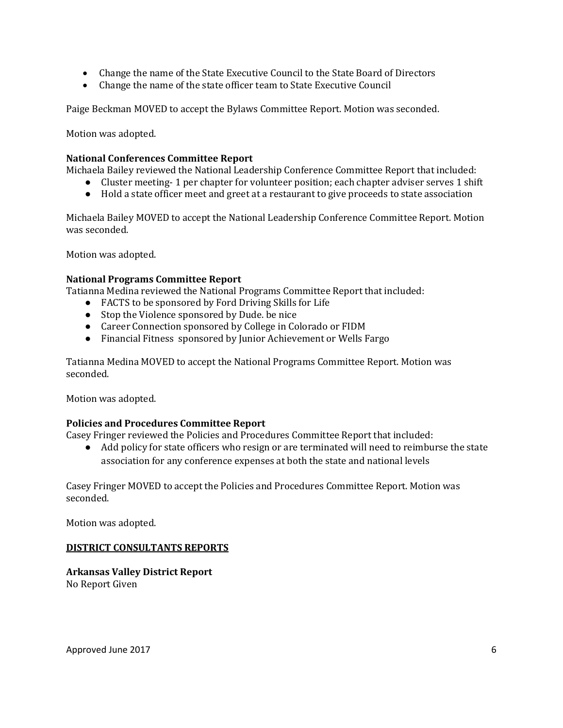- Change the name of the State Executive Council to the State Board of Directors
- Change the name of the state officer team to State Executive Council

Paige Beckman MOVED to accept the Bylaws Committee Report. Motion was seconded.

Motion was adopted.

**National Conferences Committee Report**
Michaela Bailey reviewed the National Leadership Conference Committee Report that included:

- Cluster meeting- 1 per chapter for volunteer position; each chapter adviser serves 1 shift
- Hold a state officer meet and greet at a restaurant to give proceeds to state association

Michaela Bailey MOVED to accept the National Leadership Conference Committee Report. Motion was seconded.

Motion was adopted.

**National Programs Committee Report**
Tatianna Medina reviewed the National Programs Committee Report that included:

- FACTS to be sponsored by Ford Driving Skills for Life
- Stop the Violence sponsored by Dude. be nice
- Career Connection sponsored by College in Colorado or FIDM
- Financial Fitness sponsored by Junior Achievement or Wells Fargo

Tatianna Medina MOVED to accept the National Programs Committee Report. Motion was seconded.

Motion was adopted.

**Policies and Procedures Committee Report**
Casey Fringer reviewed the Policies and Procedures Committee Report that included:

- Add policy for state officers who resign or are terminated will need to reimburse the state association for any conference expenses at both the state and national levels

Casey Fringer MOVED to accept the Policies and Procedures Committee Report. Motion was seconded.

Motion was adopted.

## DISTRICT CONSULTANTS REPORTS

**Arkansas Valley District Report**
No Report Given

Approved June 2017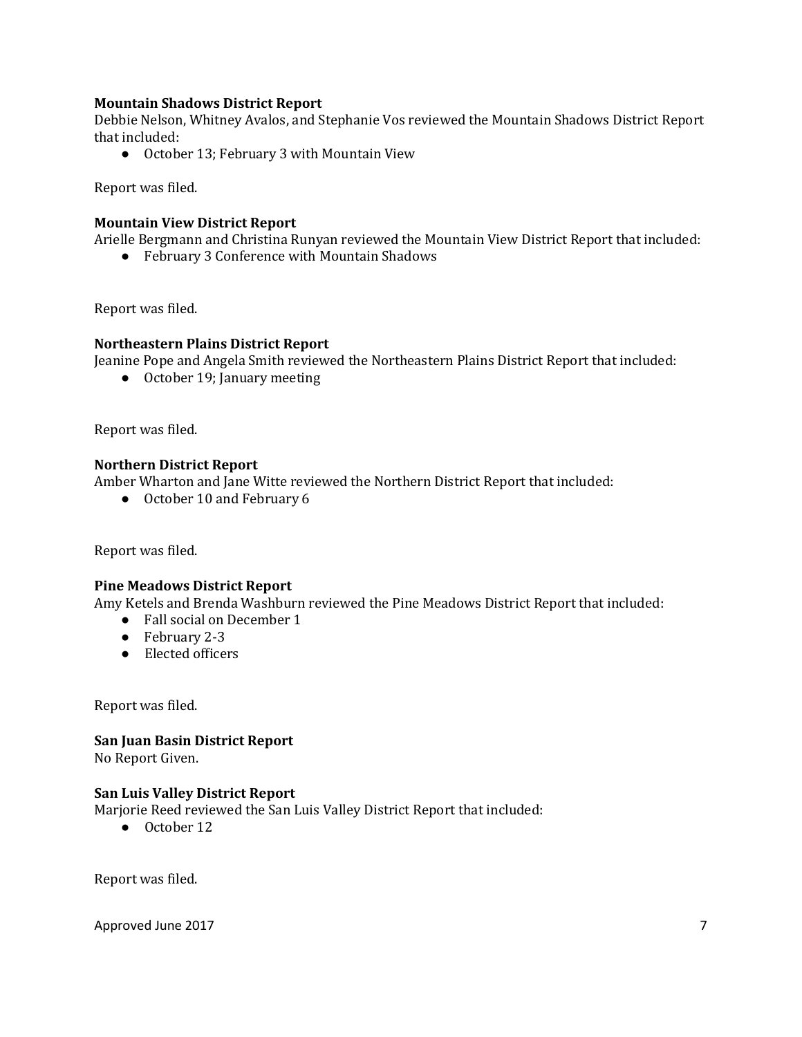**Mountain Shadows District Report**
Debbie Nelson, Whitney Avalos, and Stephanie Vos reviewed the Mountain Shadows District Report that included:

- October 13; February 3 with Mountain View

Report was filed.

**Mountain View District Report**
Arielle Bergmann and Christina Runyan reviewed the Mountain View District Report that included:

- February 3 Conference with Mountain Shadows

Report was filed.

**Northeastern Plains District Report**
Jeanine Pope and Angela Smith reviewed the Northeastern Plains District Report that included:

- October 19; January meeting

Report was filed.

**Northern District Report**
Amber Wharton and Jane Witte reviewed the Northern District Report that included:

- October 10 and February 6

Report was filed.

**Pine Meadows District Report**
Amy Ketels and Brenda Washburn reviewed the Pine Meadows District Report that included:

- Fall social on December 1
- February 2-3
- Elected officers

Report was filed.

**San Juan Basin District Report**
No Report Given.

**San Luis Valley District Report**
Marjorie Reed reviewed the San Luis Valley District Report that included:

- October 12

Report was filed.

Approved June 2017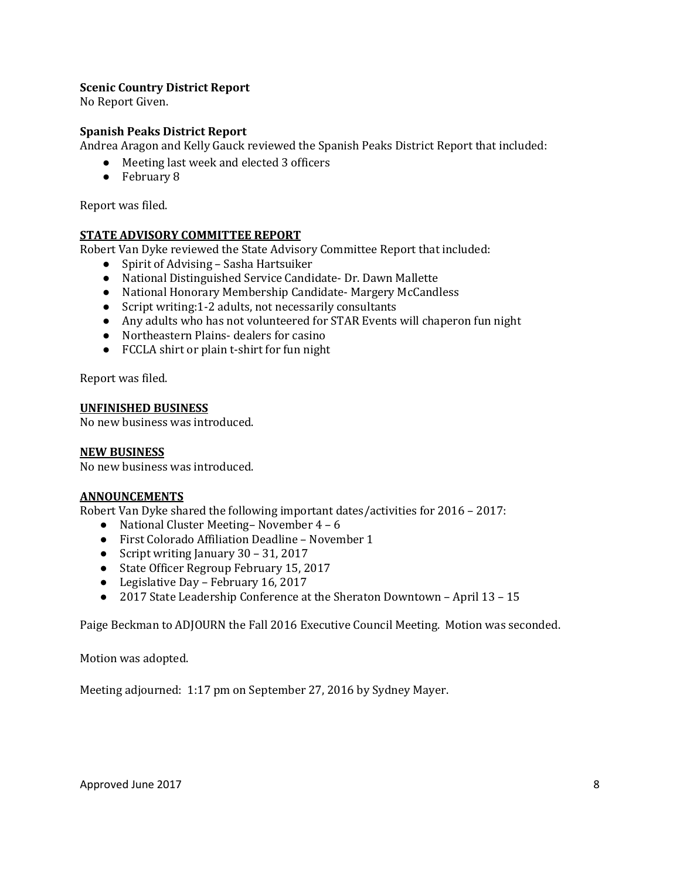**Scenic Country District Report**
No Report Given.

**Spanish Peaks District Report**
Andrea Aragon and Kelly Gauck reviewed the Spanish Peaks District Report that included:

- Meeting last week and elected 3 officers
- February 8

Report was filed.

## STATE ADVISORY COMMITTEE REPORT

Robert Van Dyke reviewed the State Advisory Committee Report that included:

- Spirit of Advising – Sasha Hartsuiker
- National Distinguished Service Candidate- Dr. Dawn Mallette
- National Honorary Membership Candidate- Margery McCandless
- Script writing:1-2 adults, not necessarily consultants
- Any adults who has not volunteered for STAR Events will chaperon fun night
- Northeastern Plains- dealers for casino
- FCCLA shirt or plain t-shirt for fun night

Report was filed.

## UNFINISHED BUSINESS

No new business was introduced.

## NEW BUSINESS

No new business was introduced.

## ANNOUNCEMENTS

Robert Van Dyke shared the following important dates/activities for 2016 – 2017:

- National Cluster Meeting– November 4 – 6
- First Colorado Affiliation Deadline – November 1
- Script writing January 30 – 31, 2017
- State Officer Regroup February 15, 2017
- Legislative Day – February 16, 2017
- 2017 State Leadership Conference at the Sheraton Downtown – April 13 – 15

Paige Beckman to ADJOURN the Fall 2016 Executive Council Meeting. Motion was seconded.

Motion was adopted.

Meeting adjourned: 1:17 pm on September 27, 2016 by Sydney Mayer.

Approved June 2017